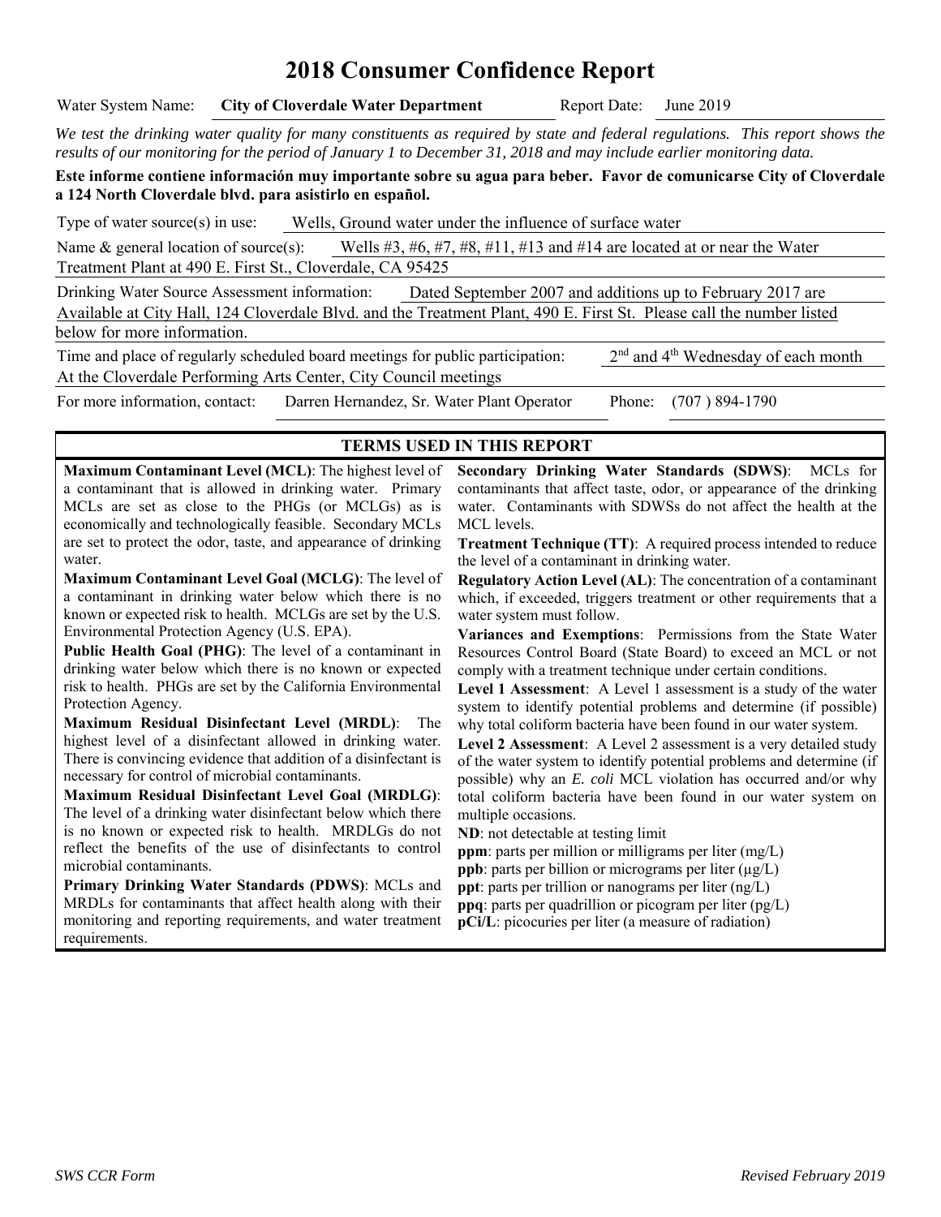# 2018 Consumer Confidence Report

Water System Name: **City of Cloverdale Water Department** Report Date: June 2019

*We test the drinking water quality for many constituents as required by state and federal regulations. This report shows the results of our monitoring for the period of January 1 to December 31, 2018 and may include earlier monitoring data.*

**Este informe contiene información muy importante sobre su agua para beber. Favor de comunicarse City of Cloverdale a 124 North Cloverdale blvd. para asistirlo en español.**

Type of water source(s) in use: Wells, Ground water under the influence of surface water

Name & general location of source(s): Wells #3, #6, #7, #8, #11, #13 and #14 are located at or near the Water Treatment Plant at 490 E. First St., Cloverdale, CA 95425

Drinking Water Source Assessment information: Dated September 2007 and additions up to February 2017 are Available at City Hall, 124 Cloverdale Blvd. and the Treatment Plant, 490 E. First St. Please call the number listed below for more information.

Time and place of regularly scheduled board meetings for public participation: 2nd and 4th Wednesday of each month At the Cloverdale Performing Arts Center, City Council meetings

For more information, contact: Darren Hernandez, Sr. Water Plant Operator Phone: (707 ) 894-1790

## TERMS USED IN THIS REPORT

**Maximum Contaminant Level (MCL)**: The highest level of a contaminant that is allowed in drinking water. Primary MCLs are set as close to the PHGs (or MCLGs) as is economically and technologically feasible. Secondary MCLs are set to protect the odor, taste, and appearance of drinking water.

**Maximum Contaminant Level Goal (MCLG)**: The level of a contaminant in drinking water below which there is no known or expected risk to health. MCLGs are set by the U.S. Environmental Protection Agency (U.S. EPA).

**Public Health Goal (PHG)**: The level of a contaminant in drinking water below which there is no known or expected risk to health. PHGs are set by the California Environmental Protection Agency.

**Maximum Residual Disinfectant Level (MRDL)**: The highest level of a disinfectant allowed in drinking water. There is convincing evidence that addition of a disinfectant is necessary for control of microbial contaminants.

**Maximum Residual Disinfectant Level Goal (MRDLG)**: The level of a drinking water disinfectant below which there is no known or expected risk to health. MRDLGs do not reflect the benefits of the use of disinfectants to control microbial contaminants.

**Primary Drinking Water Standards (PDWS)**: MCLs and MRDLs for contaminants that affect health along with their monitoring and reporting requirements, and water treatment requirements.

**Secondary Drinking Water Standards (SDWS)**: MCLs for contaminants that affect taste, odor, or appearance of the drinking water. Contaminants with SDWSs do not affect the health at the MCL levels.

**Treatment Technique (TT)**: A required process intended to reduce the level of a contaminant in drinking water.

**Regulatory Action Level (AL)**: The concentration of a contaminant which, if exceeded, triggers treatment or other requirements that a water system must follow.

**Variances and Exemptions**: Permissions from the State Water Resources Control Board (State Board) to exceed an MCL or not comply with a treatment technique under certain conditions.

**Level 1 Assessment**: A Level 1 assessment is a study of the water system to identify potential problems and determine (if possible) why total coliform bacteria have been found in our water system.

**Level 2 Assessment**: A Level 2 assessment is a very detailed study of the water system to identify potential problems and determine (if possible) why an *E. coli* MCL violation has occurred and/or why total coliform bacteria have been found in our water system on multiple occasions.

**ND**: not detectable at testing limit

**ppm**: parts per million or milligrams per liter (mg/L)

**ppb**: parts per billion or micrograms per liter (μg/L)

**ppt**: parts per trillion or nanograms per liter (ng/L)

**ppq**: parts per quadrillion or picogram per liter (pg/L)

**pCi/L**: picocuries per liter (a measure of radiation)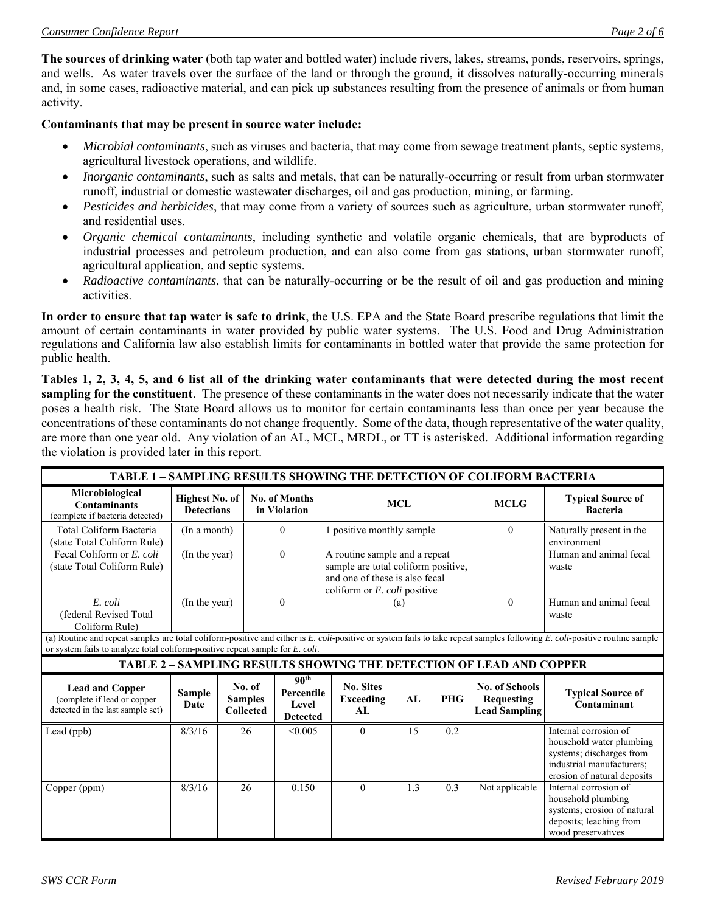**The sources of drinking water** (both tap water and bottled water) include rivers, lakes, streams, ponds, reservoirs, springs, and wells. As water travels over the surface of the land or through the ground, it dissolves naturally-occurring minerals and, in some cases, radioactive material, and can pick up substances resulting from the presence of animals or from human activity.

**Contaminants that may be present in source water include:**

- *Microbial contaminants*, such as viruses and bacteria, that may come from sewage treatment plants, septic systems, agricultural livestock operations, and wildlife.
- *Inorganic contaminants*, such as salts and metals, that can be naturally-occurring or result from urban stormwater runoff, industrial or domestic wastewater discharges, oil and gas production, mining, or farming.
- *Pesticides and herbicides*, that may come from a variety of sources such as agriculture, urban stormwater runoff, and residential uses.
- *Organic chemical contaminants*, including synthetic and volatile organic chemicals, that are byproducts of industrial processes and petroleum production, and can also come from gas stations, urban stormwater runoff, agricultural application, and septic systems.
- *Radioactive contaminants*, that can be naturally-occurring or be the result of oil and gas production and mining activities.

**In order to ensure that tap water is safe to drink**, the U.S. EPA and the State Board prescribe regulations that limit the amount of certain contaminants in water provided by public water systems. The U.S. Food and Drug Administration regulations and California law also establish limits for contaminants in bottled water that provide the same protection for public health.

**Tables 1, 2, 3, 4, 5, and 6 list all of the drinking water contaminants that were detected during the most recent sampling for the constituent**. The presence of these contaminants in the water does not necessarily indicate that the water poses a health risk. The State Board allows us to monitor for certain contaminants less than once per year because the concentrations of these contaminants do not change frequently. Some of the data, though representative of the water quality, are more than one year old. Any violation of an AL, MCL, MRDL, or TT is asterisked. Additional information regarding the violation is provided later in this report.

**TABLE 1 – SAMPLING RESULTS SHOWING THE DETECTION OF COLIFORM BACTERIA**

| Microbiological Contaminants (complete if bacteria detected) | Highest No. of Detections | No. of Months in Violation | MCL | MCLG | Typical Source of Bacteria |
|---|---|---|---|---|---|
| Total Coliform Bacteria (state Total Coliform Rule) | (In a month) | 0 | 1 positive monthly sample | 0 | Naturally present in the environment |
| Fecal Coliform or *E. coli* (state Total Coliform Rule) | (In the year) | 0 | A routine sample and a repeat sample are total coliform positive, and one of these is also fecal coliform or *E. coli* positive | | Human and animal fecal waste |
| *E. coli* (federal Revised Total Coliform Rule) | (In the year) | 0 | (a) | 0 | Human and animal fecal waste |

(a) Routine and repeat samples are total coliform-positive and either is *E. coli*-positive or system fails to take repeat samples following *E. coli*-positive routine sample or system fails to analyze total coliform-positive repeat sample for *E. coli*.

**TABLE 2 – SAMPLING RESULTS SHOWING THE DETECTION OF LEAD AND COPPER**

| Lead and Copper (complete if lead or copper detected in the last sample set) | Sample Date | No. of Samples Collected | 90th Percentile Level Detected | No. Sites Exceeding AL | AL | PHG | No. of Schools Requesting Lead Sampling | Typical Source of Contaminant |
|---|---|---|---|---|---|---|---|---|
| Lead (ppb) | 8/3/16 | 26 | <0.005 | 0 | 15 | 0.2 | | Internal corrosion of household water plumbing systems; discharges from industrial manufacturers; erosion of natural deposits |
| Copper (ppm) | 8/3/16 | 26 | 0.150 | 0 | 1.3 | 0.3 | Not applicable | Internal corrosion of household plumbing systems; erosion of natural deposits; leaching from wood preservatives |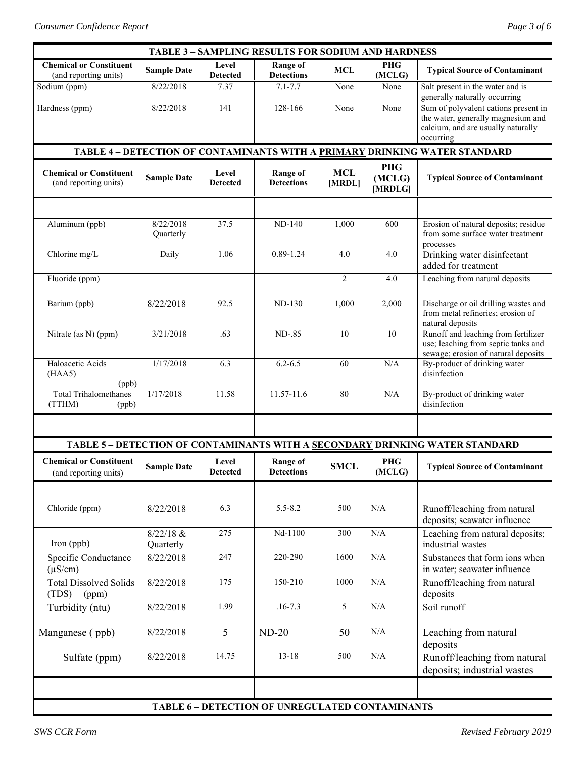## TABLE 3 – SAMPLING RESULTS FOR SODIUM AND HARDNESS

| Chemical or Constituent (and reporting units) | Sample Date | Level Detected | Range of Detections | MCL | PHG (MCLG) | Typical Source of Contaminant |
|---|---|---|---|---|---|---|
| Sodium (ppm) | 8/22/2018 | 7.37 | 7.1-7.7 | None | None | Salt present in the water and is generally naturally occurring |
| Hardness (ppm) | 8/22/2018 | 141 | 128-166 | None | None | Sum of polyvalent cations present in the water, generally magnesium and calcium, and are usually naturally occurring |

## TABLE 4 – DETECTION OF CONTAMINANTS WITH A PRIMARY DRINKING WATER STANDARD

| Chemical or Constituent (and reporting units) | Sample Date | Level Detected | Range of Detections | MCL [MRDL] | PHG (MCLG) [MRDLG] | Typical Source of Contaminant |
|---|---|---|---|---|---|---|
| | | | | | | |
| Aluminum (ppb) | 8/22/2018 Quarterly | 37.5 | ND-140 | 1,000 | 600 | Erosion of natural deposits; residue from some surface water treatment processes |
| Chlorine mg/L | Daily | 1.06 | 0.89-1.24 | 4.0 | 4.0 | Drinking water disinfectant added for treatment |
| Fluoride (ppm) | | | | 2 | 4.0 | Leaching from natural deposits |
| Barium (ppb) | 8/22/2018 | 92.5 | ND-130 | 1,000 | 2,000 | Discharge or oil drilling wastes and from metal refineries; erosion of natural deposits |
| Nitrate (as N) (ppm) | 3/21/2018 | .63 | ND-.85 | 10 | 10 | Runoff and leaching from fertilizer use; leaching from septic tanks and sewage; erosion of natural deposits |
| Haloacetic Acids (HAA5) (ppb) | 1/17/2018 | 6.3 | 6.2-6.5 | 60 | N/A | By-product of drinking water disinfection |
| Total Trihalomethanes (TTHM) (ppb) | 1/17/2018 | 11.58 | 11.57-11.6 | 80 | N/A | By-product of drinking water disinfection |
| | | | | | | |

## TABLE 5 – DETECTION OF CONTAMINANTS WITH A SECONDARY DRINKING WATER STANDARD

| Chemical or Constituent (and reporting units) | Sample Date | Level Detected | Range of Detections | SMCL | PHG (MCLG) | Typical Source of Contaminant |
|---|---|---|---|---|---|---|
| | | | | | | |
| Chloride (ppm) | 8/22/2018 | 6.3 | 5.5-8.2 | 500 | N/A | Runoff/leaching from natural deposits; seawater influence |
| Iron (ppb) | 8/22/18 & Quarterly | 275 | Nd-1100 | 300 | N/A | Leaching from natural deposits; industrial wastes |
| Specific Conductance (µS/cm) | 8/22/2018 | 247 | 220-290 | 1600 | N/A | Substances that form ions when in water; seawater influence |
| Total Dissolved Solids (TDS) (ppm) | 8/22/2018 | 175 | 150-210 | 1000 | N/A | Runoff/leaching from natural deposits |
| Turbidity (ntu) | 8/22/2018 | 1.99 | .16-7.3 | 5 | N/A | Soil runoff |
| Manganese ( ppb) | 8/22/2018 | 5 | ND-20 | 50 | N/A | Leaching from natural deposits |
| Sulfate (ppm) | 8/22/2018 | 14.75 | 13-18 | 500 | N/A | Runoff/leaching from natural deposits; industrial wastes |
| | | | | | | |

## TABLE 6 – DETECTION OF UNREGULATED CONTAMINANTS

SWS CCR Form — Revised February 2019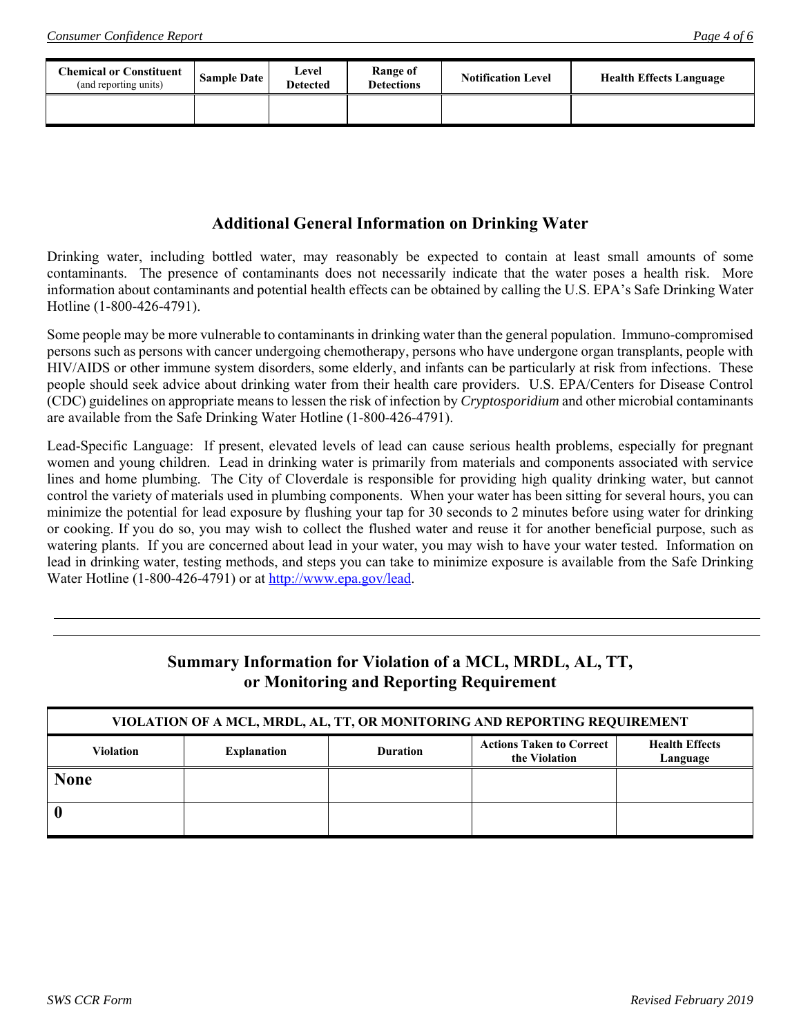| **Chemical or Constituent** (and reporting units) | **Sample Date** | **Level Detected** | **Range of Detections** | **Notification Level** | **Health Effects Language** |
| --- | --- | --- | --- | --- | --- |
| | | | | | |

## Additional General Information on Drinking Water

Drinking water, including bottled water, may reasonably be expected to contain at least small amounts of some contaminants. The presence of contaminants does not necessarily indicate that the water poses a health risk. More information about contaminants and potential health effects can be obtained by calling the U.S. EPA's Safe Drinking Water Hotline (1-800-426-4791).

Some people may be more vulnerable to contaminants in drinking water than the general population. Immuno-compromised persons such as persons with cancer undergoing chemotherapy, persons who have undergone organ transplants, people with HIV/AIDS or other immune system disorders, some elderly, and infants can be particularly at risk from infections. These people should seek advice about drinking water from their health care providers. U.S. EPA/Centers for Disease Control (CDC) guidelines on appropriate means to lessen the risk of infection by *Cryptosporidium* and other microbial contaminants are available from the Safe Drinking Water Hotline (1-800-426-4791).

Lead-Specific Language: If present, elevated levels of lead can cause serious health problems, especially for pregnant women and young children. Lead in drinking water is primarily from materials and components associated with service lines and home plumbing. The City of Cloverdale is responsible for providing high quality drinking water, but cannot control the variety of materials used in plumbing components. When your water has been sitting for several hours, you can minimize the potential for lead exposure by flushing your tap for 30 seconds to 2 minutes before using water for drinking or cooking. If you do so, you may wish to collect the flushed water and reuse it for another beneficial purpose, such as watering plants. If you are concerned about lead in your water, you may wish to have your water tested. Information on lead in drinking water, testing methods, and steps you can take to minimize exposure is available from the Safe Drinking Water Hotline (1-800-426-4791) or at http://www.epa.gov/lead.

---

## Summary Information for Violation of a MCL, MRDL, AL, TT, or Monitoring and Reporting Requirement

| **VIOLATION OF A MCL, MRDL, AL, TT, OR MONITORING AND REPORTING REQUIREMENT** | | | | |
| --- | --- | --- | --- | --- |
| **Violation** | **Explanation** | **Duration** | **Actions Taken to Correct the Violation** | **Health Effects Language** |
| **None** | | | | |
| **0** | | | | |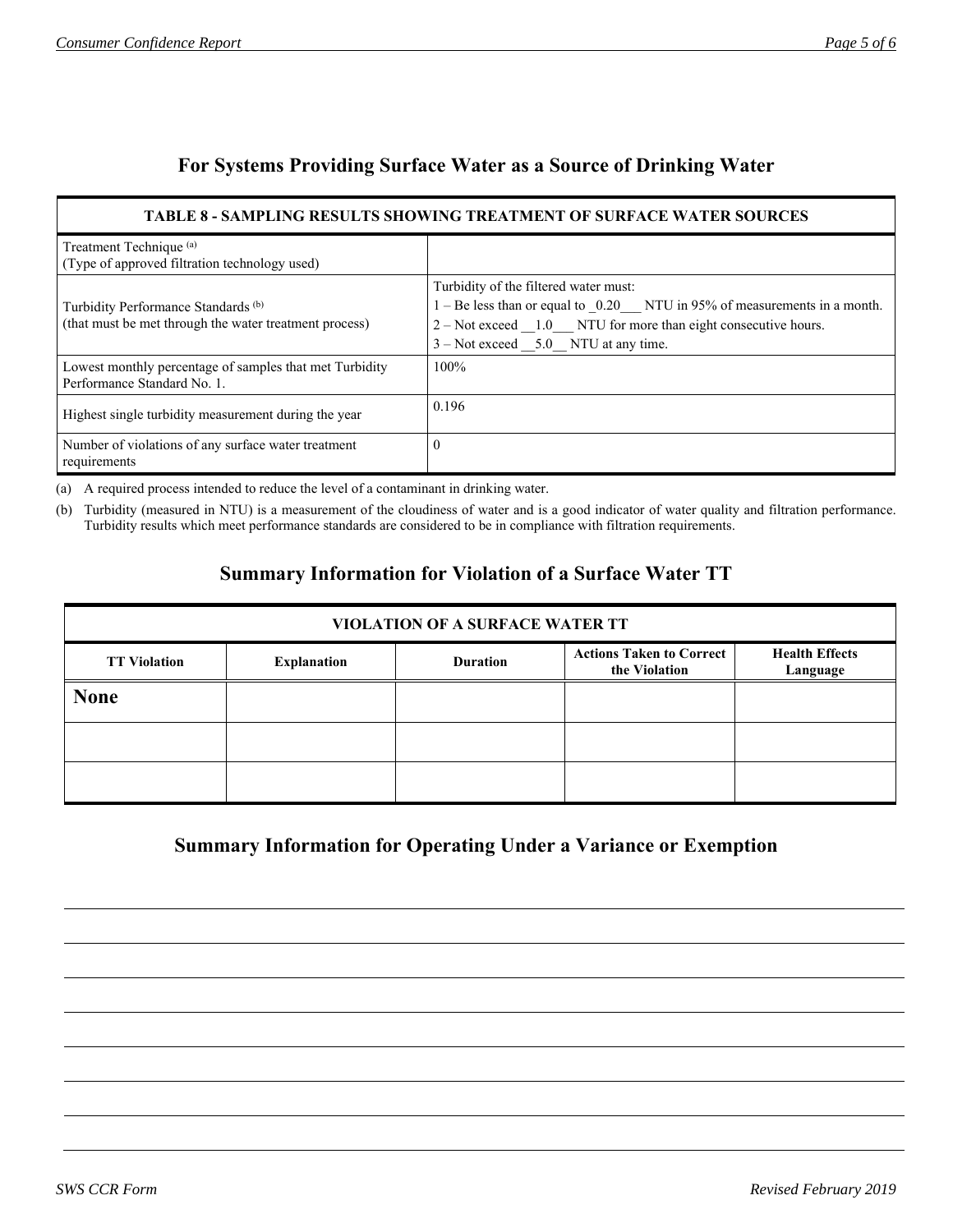## For Systems Providing Surface Water as a Source of Drinking Water

| TABLE 8 - SAMPLING RESULTS SHOWING TREATMENT OF SURFACE WATER SOURCES | |
|---|---|
| Treatment Technique [(a)] (Type of approved filtration technology used) | |
| Turbidity Performance Standards [(b)] (that must be met through the water treatment process) | Turbidity of the filtered water must:<br>1 – Be less than or equal to _0.20___ NTU in 95% of measurements in a month.<br>2 – Not exceed __1.0___ NTU for more than eight consecutive hours.<br>3 – Not exceed __5.0__ NTU at any time. |
| Lowest monthly percentage of samples that met Turbidity Performance Standard No. 1. | 100% |
| Highest single turbidity measurement during the year | 0.196 |
| Number of violations of any surface water treatment requirements | 0 |

(a) A required process intended to reduce the level of a contaminant in drinking water.

(b) Turbidity (measured in NTU) is a measurement of the cloudiness of water and is a good indicator of water quality and filtration performance. Turbidity results which meet performance standards are considered to be in compliance with filtration requirements.

## Summary Information for Violation of a Surface Water TT

| VIOLATION OF A SURFACE WATER TT | | | | |
|---|---|---|---|---|
| **TT Violation** | **Explanation** | **Duration** | **Actions Taken to Correct the Violation** | **Health Effects Language** |
| **None** | | | | |
| | | | | |
| | | | | |

## Summary Information for Operating Under a Variance or Exemption